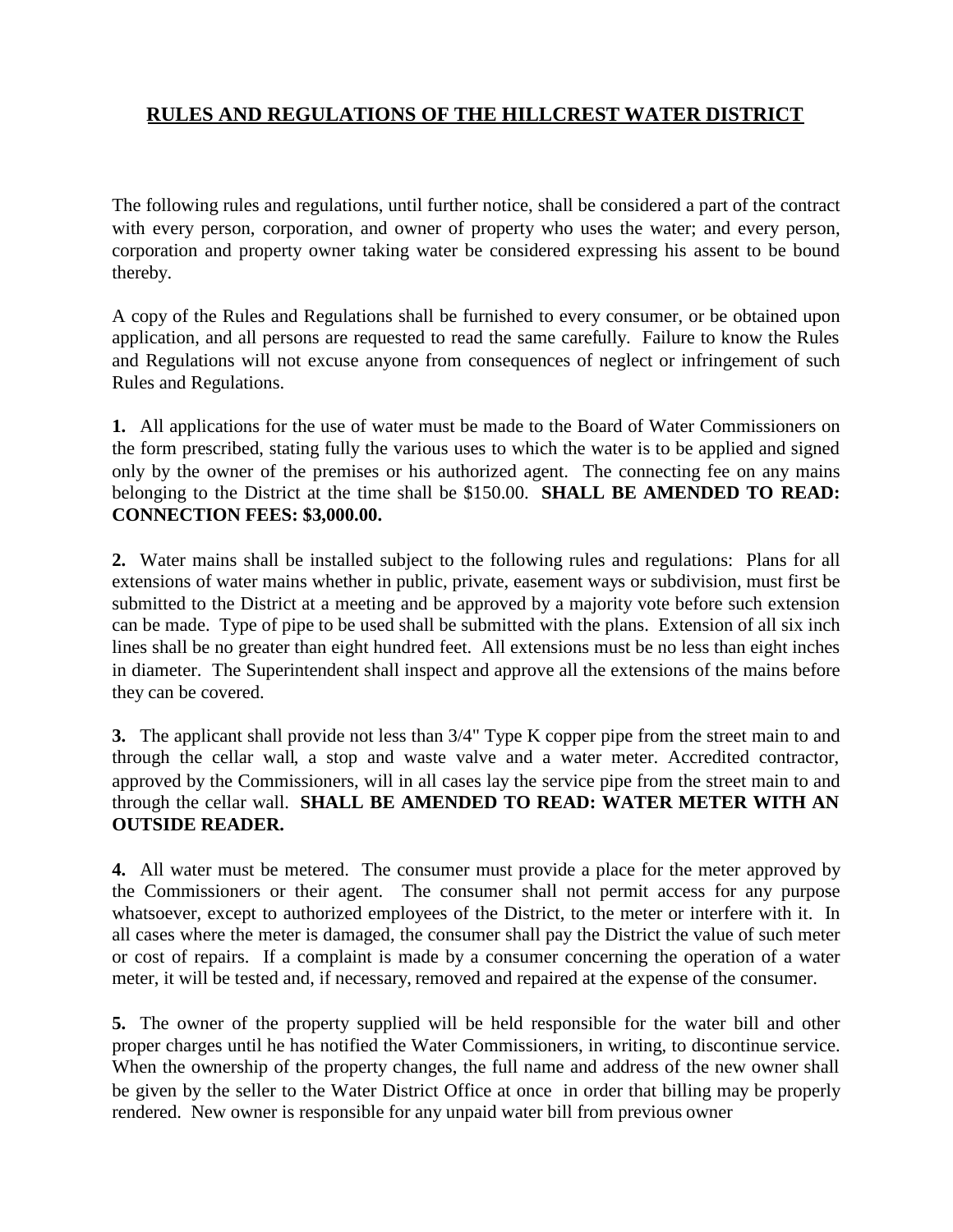# RULES AND REGULATIONS OF THE HILLCREST WATER DISTRICT

The following rules and regulations, until further notice, shall be considered a part of the contract with every person, corporation, and owner of property who uses the water; and every person, corporation and property owner taking water be considered expressing his assent to be bound thereby.

A copy of the Rules and Regulations shall be furnished to every consumer, or be obtained upon application, and all persons are requested to read the same carefully. Failure to know the Rules and Regulations will not excuse anyone from consequences of neglect or infringement of such Rules and Regulations.

**1.** All applications for the use of water must be made to the Board of Water Commissioners on the form prescribed, stating fully the various uses to which the water is to be applied and signed only by the owner of the premises or his authorized agent. The connecting fee on any mains belonging to the District at the time shall be $150.00. **SHALL BE AMENDED TO READ: CONNECTION FEES: $3,000.00.**

**2.** Water mains shall be installed subject to the following rules and regulations: Plans for all extensions of water mains whether in public, private, easement ways or subdivision, must first be submitted to the District at a meeting and be approved by a majority vote before such extension can be made. Type of pipe to be used shall be submitted with the plans. Extension of all six inch lines shall be no greater than eight hundred feet. All extensions must be no less than eight inches in diameter. The Superintendent shall inspect and approve all the extensions of the mains before they can be covered.

**3.** The applicant shall provide not less than 3/4" Type K copper pipe from the street main to and through the cellar wall, a stop and waste valve and a water meter. Accredited contractor, approved by the Commissioners, will in all cases lay the service pipe from the street main to and through the cellar wall. **SHALL BE AMENDED TO READ: WATER METER WITH AN OUTSIDE READER.**

**4.** All water must be metered. The consumer must provide a place for the meter approved by the Commissioners or their agent. The consumer shall not permit access for any purpose whatsoever, except to authorized employees of the District, to the meter or interfere with it. In all cases where the meter is damaged, the consumer shall pay the District the value of such meter or cost of repairs. If a complaint is made by a consumer concerning the operation of a water meter, it will be tested and, if necessary, removed and repaired at the expense of the consumer.

**5.** The owner of the property supplied will be held responsible for the water bill and other proper charges until he has notified the Water Commissioners, in writing, to discontinue service. When the ownership of the property changes, the full name and address of the new owner shall be given by the seller to the Water District Office at once in order that billing may be properly rendered. New owner is responsible for any unpaid water bill from previous owner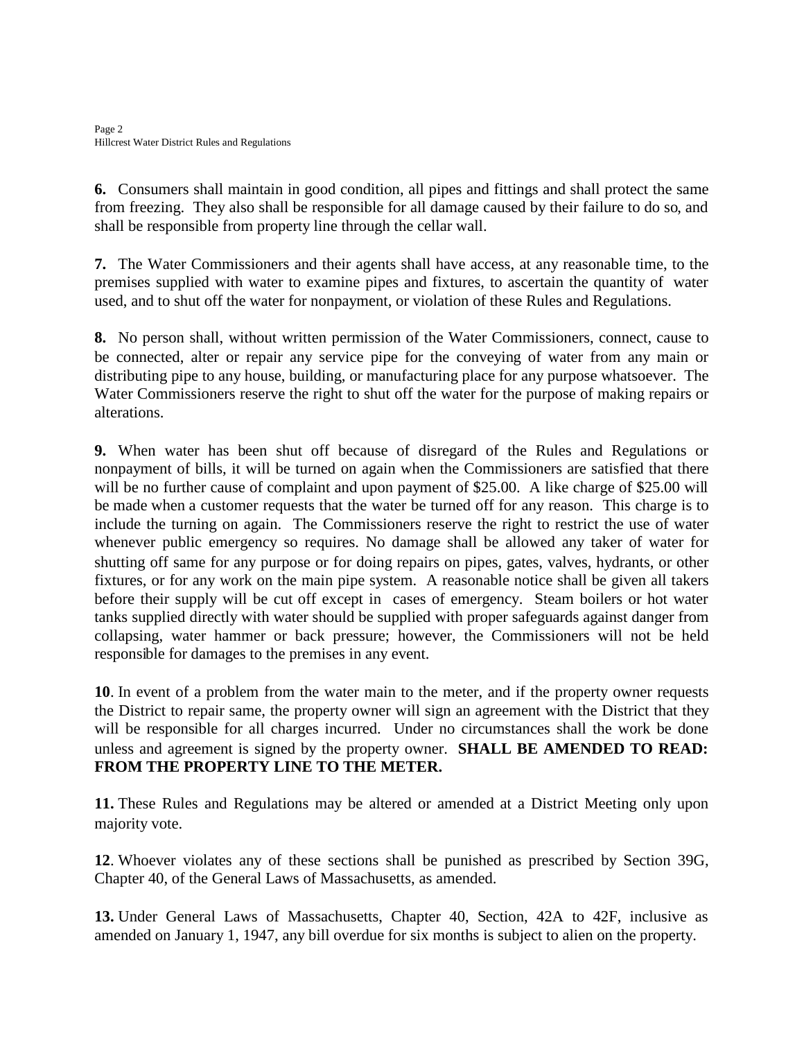**6.** Consumers shall maintain in good condition, all pipes and fittings and shall protect the same from freezing. They also shall be responsible for all damage caused by their failure to do so, and shall be responsible from property line through the cellar wall.

**7.** The Water Commissioners and their agents shall have access, at any reasonable time, to the premises supplied with water to examine pipes and fixtures, to ascertain the quantity of water used, and to shut off the water for nonpayment, or violation of these Rules and Regulations.

**8.** No person shall, without written permission of the Water Commissioners, connect, cause to be connected, alter or repair any service pipe for the conveying of water from any main or distributing pipe to any house, building, or manufacturing place for any purpose whatsoever. The Water Commissioners reserve the right to shut off the water for the purpose of making repairs or alterations.

**9.** When water has been shut off because of disregard of the Rules and Regulations or nonpayment of bills, it will be turned on again when the Commissioners are satisfied that there will be no further cause of complaint and upon payment of $25.00. A like charge of $25.00 will be made when a customer requests that the water be turned off for any reason. This charge is to include the turning on again. The Commissioners reserve the right to restrict the use of water whenever public emergency so requires. No damage shall be allowed any taker of water for shutting off same for any purpose or for doing repairs on pipes, gates, valves, hydrants, or other fixtures, or for any work on the main pipe system. A reasonable notice shall be given all takers before their supply will be cut off except in cases of emergency. Steam boilers or hot water tanks supplied directly with water should be supplied with proper safeguards against danger from collapsing, water hammer or back pressure; however, the Commissioners will not be held responsible for damages to the premises in any event.

**10**. In event of a problem from the water main to the meter, and if the property owner requests the District to repair same, the property owner will sign an agreement with the District that they will be responsible for all charges incurred. Under no circumstances shall the work be done unless and agreement is signed by the property owner. **SHALL BE AMENDED TO READ: FROM THE PROPERTY LINE TO THE METER.**

**11.** These Rules and Regulations may be altered or amended at a District Meeting only upon majority vote.

**12**. Whoever violates any of these sections shall be punished as prescribed by Section 39G, Chapter 40, of the General Laws of Massachusetts, as amended.

**13.** Under General Laws of Massachusetts, Chapter 40, Section, 42A to 42F, inclusive as amended on January 1, 1947, any bill overdue for six months is subject to alien on the property.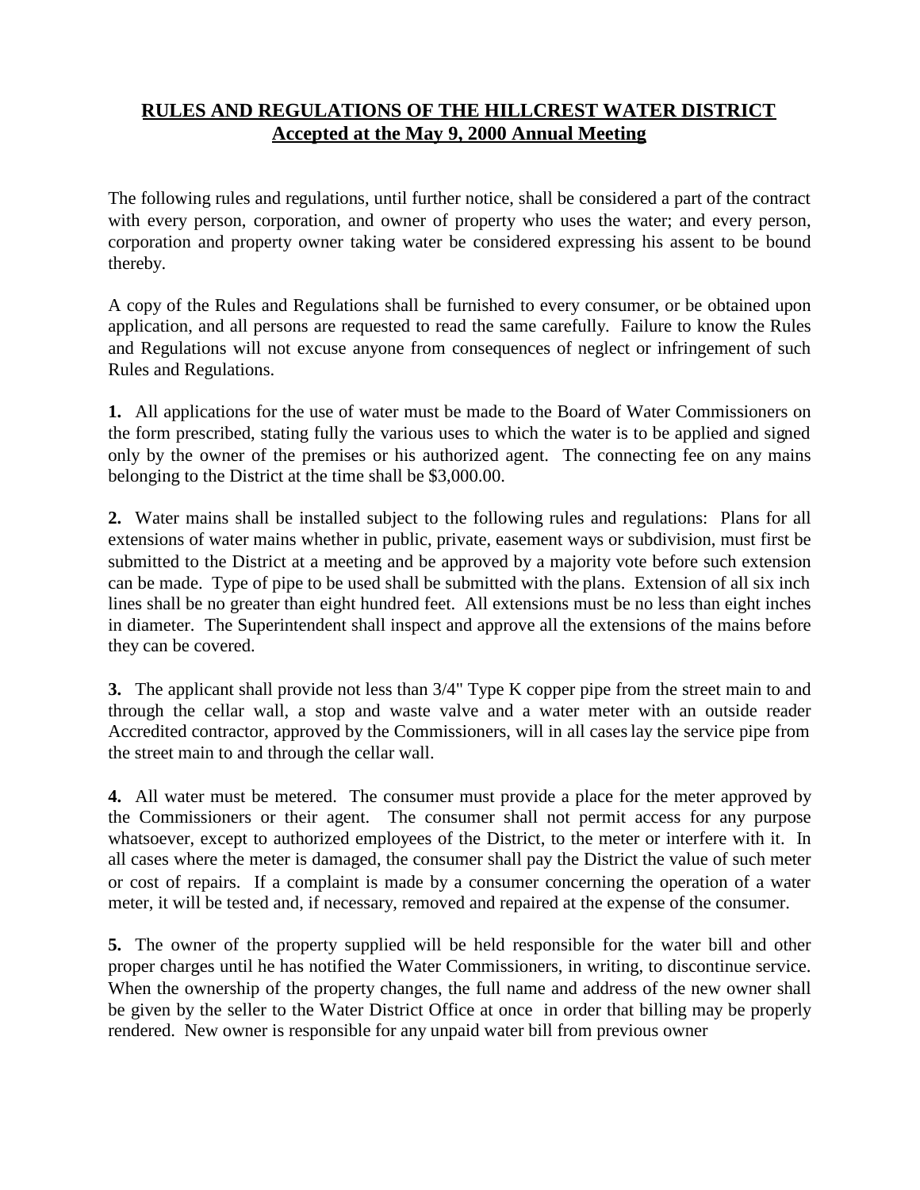**RULES AND REGULATIONS OF THE HILLCREST WATER DISTRICT**
**Accepted at the May 9, 2000 Annual Meeting**

The following rules and regulations, until further notice, shall be considered a part of the contract with every person, corporation, and owner of property who uses the water; and every person, corporation and property owner taking water be considered expressing his assent to be bound thereby.

A copy of the Rules and Regulations shall be furnished to every consumer, or be obtained upon application, and all persons are requested to read the same carefully. Failure to know the Rules and Regulations will not excuse anyone from consequences of neglect or infringement of such Rules and Regulations.

**1.** All applications for the use of water must be made to the Board of Water Commissioners on the form prescribed, stating fully the various uses to which the water is to be applied and signed only by the owner of the premises or his authorized agent. The connecting fee on any mains belonging to the District at the time shall be $3,000.00.

**2.** Water mains shall be installed subject to the following rules and regulations: Plans for all extensions of water mains whether in public, private, easement ways or subdivision, must first be submitted to the District at a meeting and be approved by a majority vote before such extension can be made. Type of pipe to be used shall be submitted with the plans. Extension of all six inch lines shall be no greater than eight hundred feet. All extensions must be no less than eight inches in diameter. The Superintendent shall inspect and approve all the extensions of the mains before they can be covered.

**3.** The applicant shall provide not less than 3/4" Type K copper pipe from the street main to and through the cellar wall, a stop and waste valve and a water meter with an outside reader Accredited contractor, approved by the Commissioners, will in all cases lay the service pipe from the street main to and through the cellar wall.

**4.** All water must be metered. The consumer must provide a place for the meter approved by the Commissioners or their agent. The consumer shall not permit access for any purpose whatsoever, except to authorized employees of the District, to the meter or interfere with it. In all cases where the meter is damaged, the consumer shall pay the District the value of such meter or cost of repairs. If a complaint is made by a consumer concerning the operation of a water meter, it will be tested and, if necessary, removed and repaired at the expense of the consumer.

**5.** The owner of the property supplied will be held responsible for the water bill and other proper charges until he has notified the Water Commissioners, in writing, to discontinue service. When the ownership of the property changes, the full name and address of the new owner shall be given by the seller to the Water District Office at once in order that billing may be properly rendered. New owner is responsible for any unpaid water bill from previous owner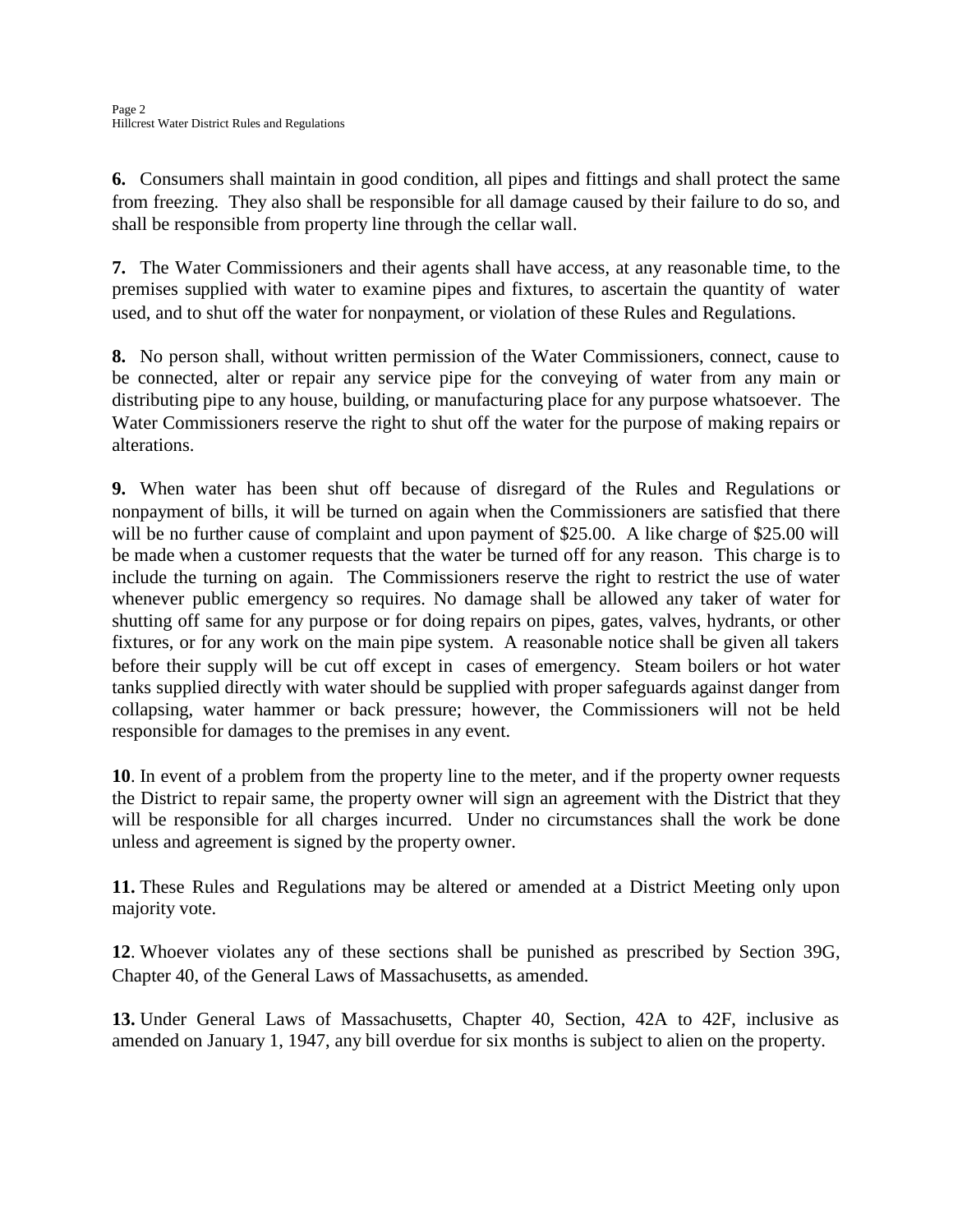**6.** Consumers shall maintain in good condition, all pipes and fittings and shall protect the same from freezing. They also shall be responsible for all damage caused by their failure to do so, and shall be responsible from property line through the cellar wall.

**7.** The Water Commissioners and their agents shall have access, at any reasonable time, to the premises supplied with water to examine pipes and fixtures, to ascertain the quantity of water used, and to shut off the water for nonpayment, or violation of these Rules and Regulations.

**8.** No person shall, without written permission of the Water Commissioners, connect, cause to be connected, alter or repair any service pipe for the conveying of water from any main or distributing pipe to any house, building, or manufacturing place for any purpose whatsoever. The Water Commissioners reserve the right to shut off the water for the purpose of making repairs or alterations.

**9.** When water has been shut off because of disregard of the Rules and Regulations or nonpayment of bills, it will be turned on again when the Commissioners are satisfied that there will be no further cause of complaint and upon payment of $25.00. A like charge of $25.00 will be made when a customer requests that the water be turned off for any reason. This charge is to include the turning on again. The Commissioners reserve the right to restrict the use of water whenever public emergency so requires. No damage shall be allowed any taker of water for shutting off same for any purpose or for doing repairs on pipes, gates, valves, hydrants, or other fixtures, or for any work on the main pipe system. A reasonable notice shall be given all takers before their supply will be cut off except in cases of emergency. Steam boilers or hot water tanks supplied directly with water should be supplied with proper safeguards against danger from collapsing, water hammer or back pressure; however, the Commissioners will not be held responsible for damages to the premises in any event.

**10**. In event of a problem from the property line to the meter, and if the property owner requests the District to repair same, the property owner will sign an agreement with the District that they will be responsible for all charges incurred. Under no circumstances shall the work be done unless and agreement is signed by the property owner.

**11.** These Rules and Regulations may be altered or amended at a District Meeting only upon majority vote.

**12**. Whoever violates any of these sections shall be punished as prescribed by Section 39G, Chapter 40, of the General Laws of Massachusetts, as amended.

**13.** Under General Laws of Massachusetts, Chapter 40, Section, 42A to 42F, inclusive as amended on January 1, 1947, any bill overdue for six months is subject to alien on the property.